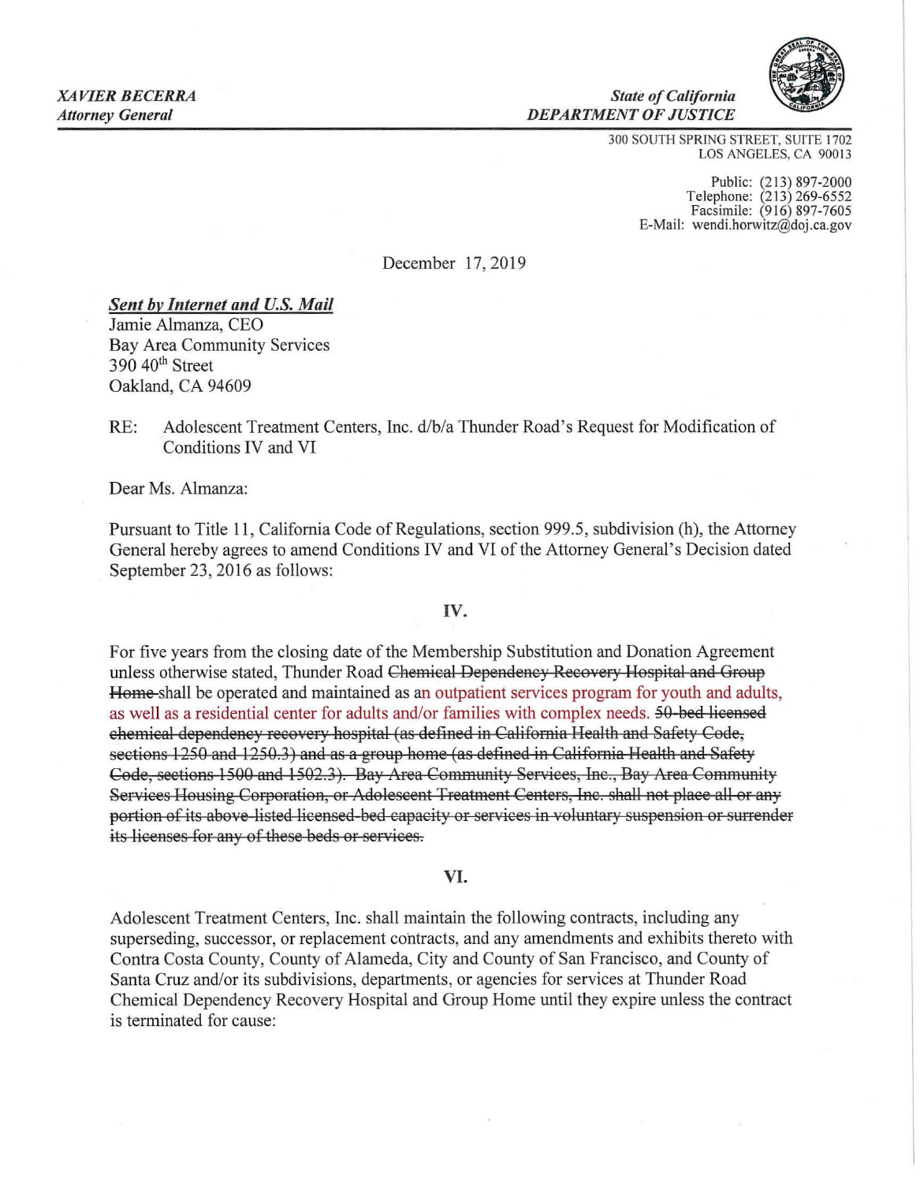*XAVIER BECERRA*
*Attorney General*

*State of California*
*DEPARTMENT OF JUSTICE*

300 SOUTH SPRING STREET, SUITE 1702
LOS ANGELES, CA 90013

Public: (213) 897-2000
Telephone: (213) 269-6552
Facsimile: (916) 897-7605
E-Mail: wendi.horwitz@doj.ca.gov

December 17, 2019

***Sent by Internet and U.S. Mail***
Jamie Almanza, CEO
Bay Area Community Services
390 40th Street
Oakland, CA 94609

RE: Adolescent Treatment Centers, Inc. d/b/a Thunder Road's Request for Modification of Conditions IV and VI

Dear Ms. Almanza:

Pursuant to Title 11, California Code of Regulations, section 999.5, subdivision (h), the Attorney General hereby agrees to amend Conditions IV and VI of the Attorney General's Decision dated September 23, 2016 as follows:

## IV.

For five years from the closing date of the Membership Substitution and Donation Agreement unless otherwise stated, Thunder Road ~~Chemical Dependency Recovery Hospital and Group Home~~ shall be operated and maintained as an outpatient services program for youth and adults, as well as a residential center for adults and/or families with complex needs. ~~50-bed licensed chemical dependency recovery hospital (as defined in California Health and Safety Code, sections 1250 and 1250.3) and as a group home (as defined in California Health and Safety Code, sections 1500 and 1502.3). Bay Area Community Services, Inc., Bay Area Community Services Housing Corporation, or Adolescent Treatment Centers, Inc. shall not place all or any portion of its above-listed licensed-bed capacity or services in voluntary suspension or surrender its licenses for any of these beds or services.~~

## VI.

Adolescent Treatment Centers, Inc. shall maintain the following contracts, including any superseding, successor, or replacement contracts, and any amendments and exhibits thereto with Contra Costa County, County of Alameda, City and County of San Francisco, and County of Santa Cruz and/or its subdivisions, departments, or agencies for services at Thunder Road Chemical Dependency Recovery Hospital and Group Home until they expire unless the contract is terminated for cause: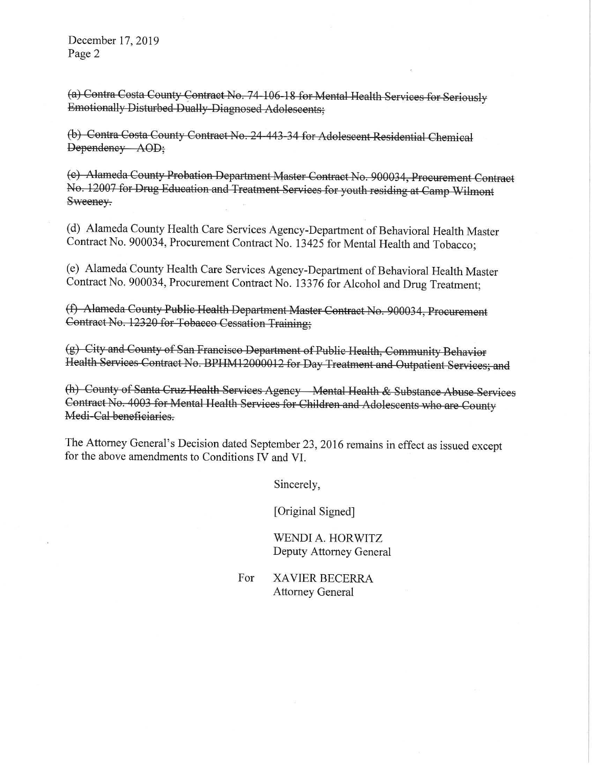~~(a) Contra Costa County Contract No. 74-106-18 for Mental Health Services for Seriously Emotionally Disturbed Dually-Diagnosed Adolescents;~~

~~(b) Contra Costa County Contract No. 24-443-34 for Adolescent Residential Chemical Dependency – AOD;~~

~~(c) Alameda County Probation Department Master Contract No. 900034, Procurement Contract No. 12007 for Drug Education and Treatment Services for youth residing at Camp Wilmont Sweeney.~~

(d) Alameda County Health Care Services Agency-Department of Behavioral Health Master Contract No. 900034, Procurement Contract No. 13425 for Mental Health and Tobacco;

(e) Alameda County Health Care Services Agency-Department of Behavioral Health Master Contract No. 900034, Procurement Contract No. 13376 for Alcohol and Drug Treatment;

~~(f) Alameda County Public Health Department Master Contract No. 900034, Procurement Contract No. 12320 for Tobacco Cessation Training;~~

~~(g) City and County of San Francisco Department of Public Health, Community Behavior Health Services Contract No. BPHM12000012 for Day Treatment and Outpatient Services; and~~

~~(h) County of Santa Cruz Health Services Agency – Mental Health & Substance Abuse Services Contract No. 4003 for Mental Health Services for Children and Adolescents who are County Medi-Cal beneficiaries.~~

The Attorney General's Decision dated September 23, 2016 remains in effect as issued except for the above amendments to Conditions IV and VI.

Sincerely,

[Original Signed]

WENDI A. HORWITZ
Deputy Attorney General

For XAVIER BECERRA
Attorney General